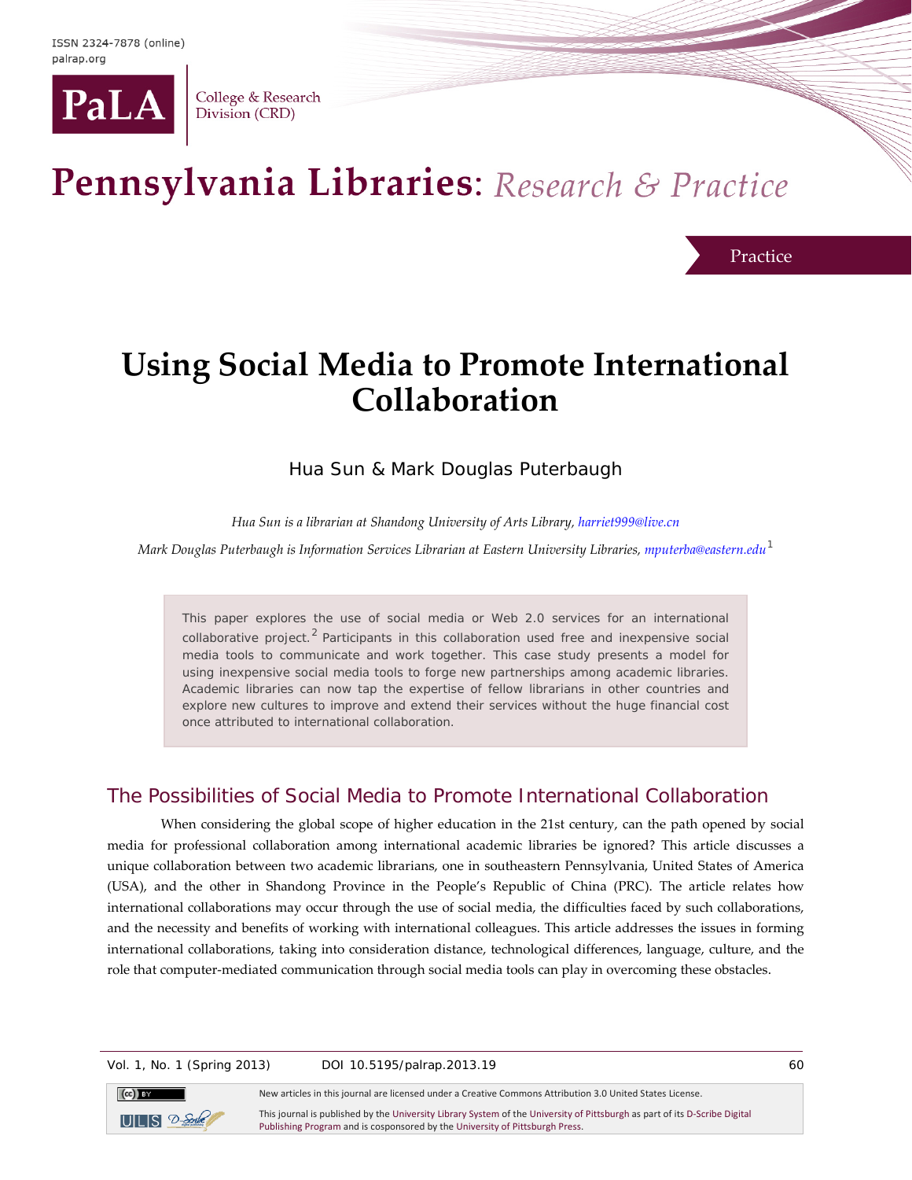# Using Social Media to Promote International Collaboration

Hua Sun & Mark Douglas Puterbaugh

*Hua Sun is a librarian at Shandong University of Arts Library, harriet999@live.cn*

*Mark Douglas Puterbaugh is Information Services Librarian at Eastern University Libraries, mputerba@eastern.edu*[1]

> This paper explores the use of social media or Web 2.0 services for an international collaborative project.[2] Participants in this collaboration used free and inexpensive social media tools to communicate and work together. This case study presents a model for using inexpensive social media tools to forge new partnerships among academic libraries. Academic libraries can now tap the expertise of fellow librarians in other countries and explore new cultures to improve and extend their services without the huge financial cost once attributed to international collaboration.

## The Possibilities of Social Media to Promote International Collaboration

When considering the global scope of higher education in the 21st century, can the path opened by social media for professional collaboration among international academic libraries be ignored? This article discusses a unique collaboration between two academic librarians, one in southeastern Pennsylvania, United States of America (USA), and the other in Shandong Province in the People's Republic of China (PRC). The article relates how international collaborations may occur through the use of social media, the difficulties faced by such collaborations, and the necessity and benefits of working with international colleagues. This article addresses the issues in forming international collaborations, taking into consideration distance, technological differences, language, culture, and the role that computer-mediated communication through social media tools can play in overcoming these obstacles.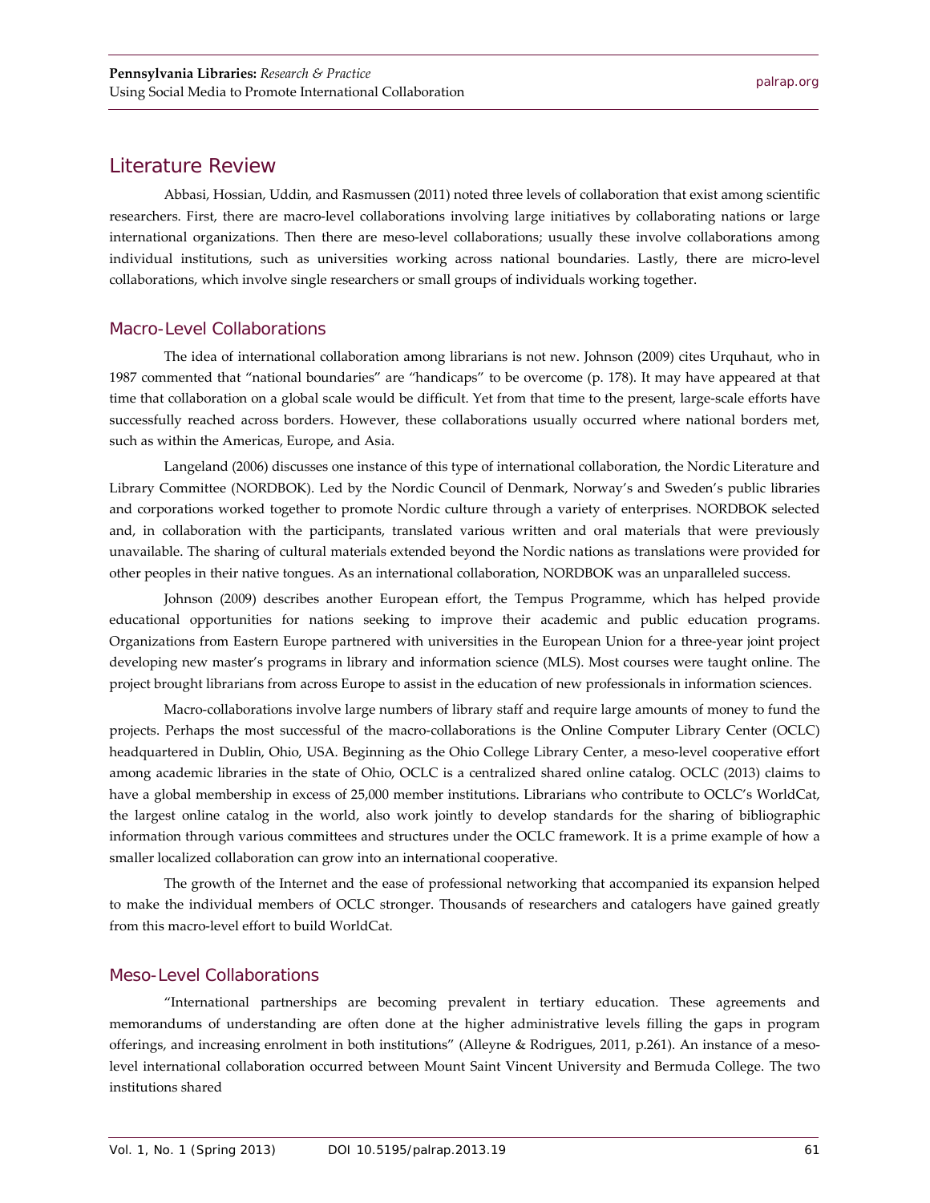## Literature Review

Abbasi, Hossian, Uddin, and Rasmussen (2011) noted three levels of collaboration that exist among scientific researchers. First, there are macro-level collaborations involving large initiatives by collaborating nations or large international organizations. Then there are meso-level collaborations; usually these involve collaborations among individual institutions, such as universities working across national boundaries. Lastly, there are micro-level collaborations, which involve single researchers or small groups of individuals working together.

### Macro-Level Collaborations

The idea of international collaboration among librarians is not new. Johnson (2009) cites Urquhaut, who in 1987 commented that "national boundaries" are "handicaps" to be overcome (p. 178). It may have appeared at that time that collaboration on a global scale would be difficult. Yet from that time to the present, large-scale efforts have successfully reached across borders. However, these collaborations usually occurred where national borders met, such as within the Americas, Europe, and Asia.

Langeland (2006) discusses one instance of this type of international collaboration, the Nordic Literature and Library Committee (NORDBOK). Led by the Nordic Council of Denmark, Norway's and Sweden's public libraries and corporations worked together to promote Nordic culture through a variety of enterprises. NORDBOK selected and, in collaboration with the participants, translated various written and oral materials that were previously unavailable. The sharing of cultural materials extended beyond the Nordic nations as translations were provided for other peoples in their native tongues. As an international collaboration, NORDBOK was an unparalleled success.

Johnson (2009) describes another European effort, the Tempus Programme, which has helped provide educational opportunities for nations seeking to improve their academic and public education programs. Organizations from Eastern Europe partnered with universities in the European Union for a three-year joint project developing new master's programs in library and information science (MLS). Most courses were taught online. The project brought librarians from across Europe to assist in the education of new professionals in information sciences.

Macro-collaborations involve large numbers of library staff and require large amounts of money to fund the projects. Perhaps the most successful of the macro-collaborations is the Online Computer Library Center (OCLC) headquartered in Dublin, Ohio, USA. Beginning as the Ohio College Library Center, a meso-level cooperative effort among academic libraries in the state of Ohio, OCLC is a centralized shared online catalog. OCLC (2013) claims to have a global membership in excess of 25,000 member institutions. Librarians who contribute to OCLC's WorldCat, the largest online catalog in the world, also work jointly to develop standards for the sharing of bibliographic information through various committees and structures under the OCLC framework. It is a prime example of how a smaller localized collaboration can grow into an international cooperative.

The growth of the Internet and the ease of professional networking that accompanied its expansion helped to make the individual members of OCLC stronger. Thousands of researchers and catalogers have gained greatly from this macro-level effort to build WorldCat.

### Meso-Level Collaborations

"International partnerships are becoming prevalent in tertiary education. These agreements and memorandums of understanding are often done at the higher administrative levels filling the gaps in program offerings, and increasing enrolment in both institutions" (Alleyne & Rodrigues, 2011, p.261). An instance of a meso-level international collaboration occurred between Mount Saint Vincent University and Bermuda College. The two institutions shared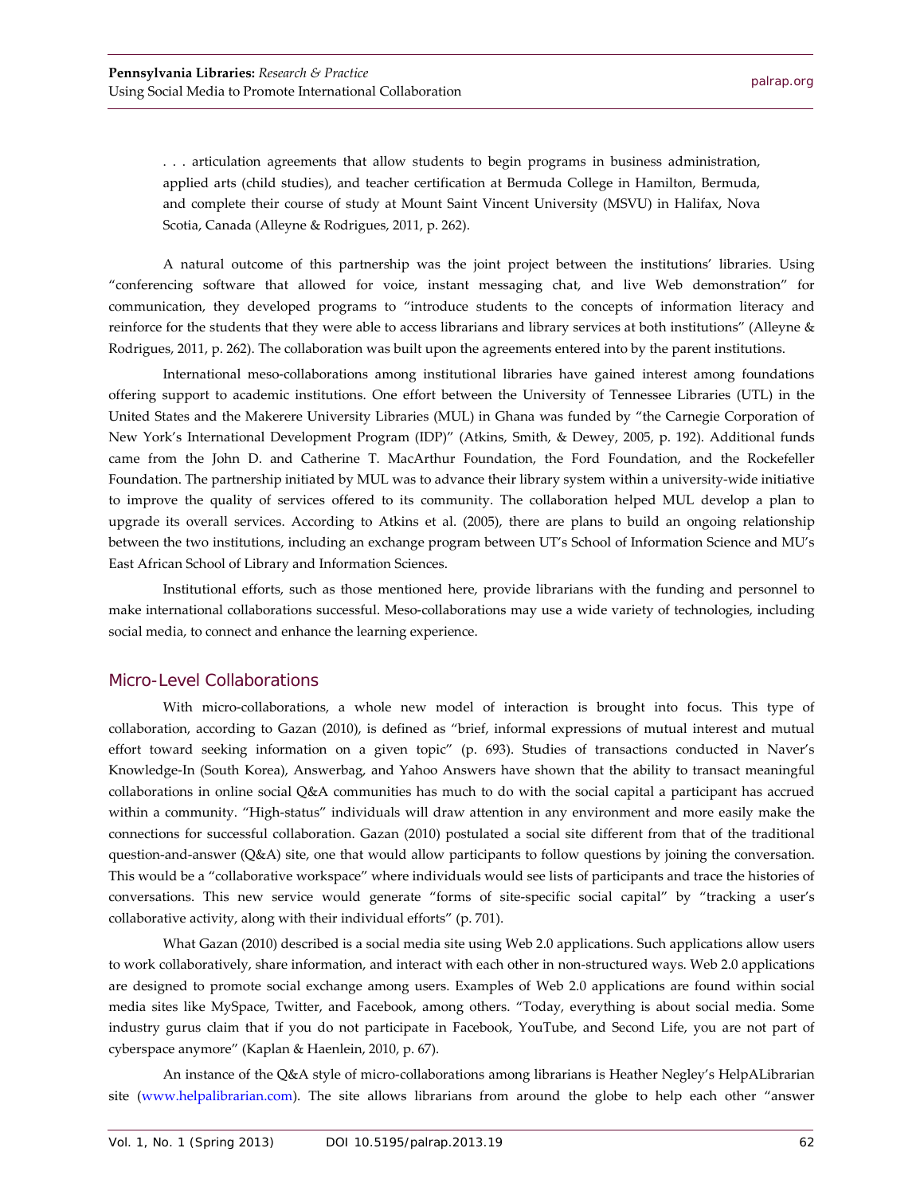> . . . articulation agreements that allow students to begin programs in business administration, applied arts (child studies), and teacher certification at Bermuda College in Hamilton, Bermuda, and complete their course of study at Mount Saint Vincent University (MSVU) in Halifax, Nova Scotia, Canada (Alleyne & Rodrigues, 2011, p. 262).

A natural outcome of this partnership was the joint project between the institutions' libraries. Using "conferencing software that allowed for voice, instant messaging chat, and live Web demonstration" for communication, they developed programs to "introduce students to the concepts of information literacy and reinforce for the students that they were able to access librarians and library services at both institutions" (Alleyne & Rodrigues, 2011, p. 262). The collaboration was built upon the agreements entered into by the parent institutions.

International meso-collaborations among institutional libraries have gained interest among foundations offering support to academic institutions. One effort between the University of Tennessee Libraries (UTL) in the United States and the Makerere University Libraries (MUL) in Ghana was funded by "the Carnegie Corporation of New York's International Development Program (IDP)" (Atkins, Smith, & Dewey, 2005, p. 192). Additional funds came from the John D. and Catherine T. MacArthur Foundation, the Ford Foundation, and the Rockefeller Foundation. The partnership initiated by MUL was to advance their library system within a university-wide initiative to improve the quality of services offered to its community. The collaboration helped MUL develop a plan to upgrade its overall services. According to Atkins et al. (2005), there are plans to build an ongoing relationship between the two institutions, including an exchange program between UT's School of Information Science and MU's East African School of Library and Information Sciences.

Institutional efforts, such as those mentioned here, provide librarians with the funding and personnel to make international collaborations successful. Meso-collaborations may use a wide variety of technologies, including social media, to connect and enhance the learning experience.

## Micro-Level Collaborations

With micro-collaborations, a whole new model of interaction is brought into focus. This type of collaboration, according to Gazan (2010), is defined as "brief, informal expressions of mutual interest and mutual effort toward seeking information on a given topic" (p. 693). Studies of transactions conducted in Naver's Knowledge-In (South Korea), Answerbag, and Yahoo Answers have shown that the ability to transact meaningful collaborations in online social Q&A communities has much to do with the social capital a participant has accrued within a community. "High-status" individuals will draw attention in any environment and more easily make the connections for successful collaboration. Gazan (2010) postulated a social site different from that of the traditional question-and-answer (Q&A) site, one that would allow participants to follow questions by joining the conversation. This would be a "collaborative workspace" where individuals would see lists of participants and trace the histories of conversations. This new service would generate "forms of site-specific social capital" by "tracking a user's collaborative activity, along with their individual efforts" (p. 701).

What Gazan (2010) described is a social media site using Web 2.0 applications. Such applications allow users to work collaboratively, share information, and interact with each other in non-structured ways. Web 2.0 applications are designed to promote social exchange among users. Examples of Web 2.0 applications are found within social media sites like MySpace, Twitter, and Facebook, among others. "Today, everything is about social media. Some industry gurus claim that if you do not participate in Facebook, YouTube, and Second Life, you are not part of cyberspace anymore" (Kaplan & Haenlein, 2010, p. 67).

An instance of the Q&A style of micro-collaborations among librarians is Heather Negley's HelpALibrarian site (www.helpalibrarian.com). The site allows librarians from around the globe to help each other "answer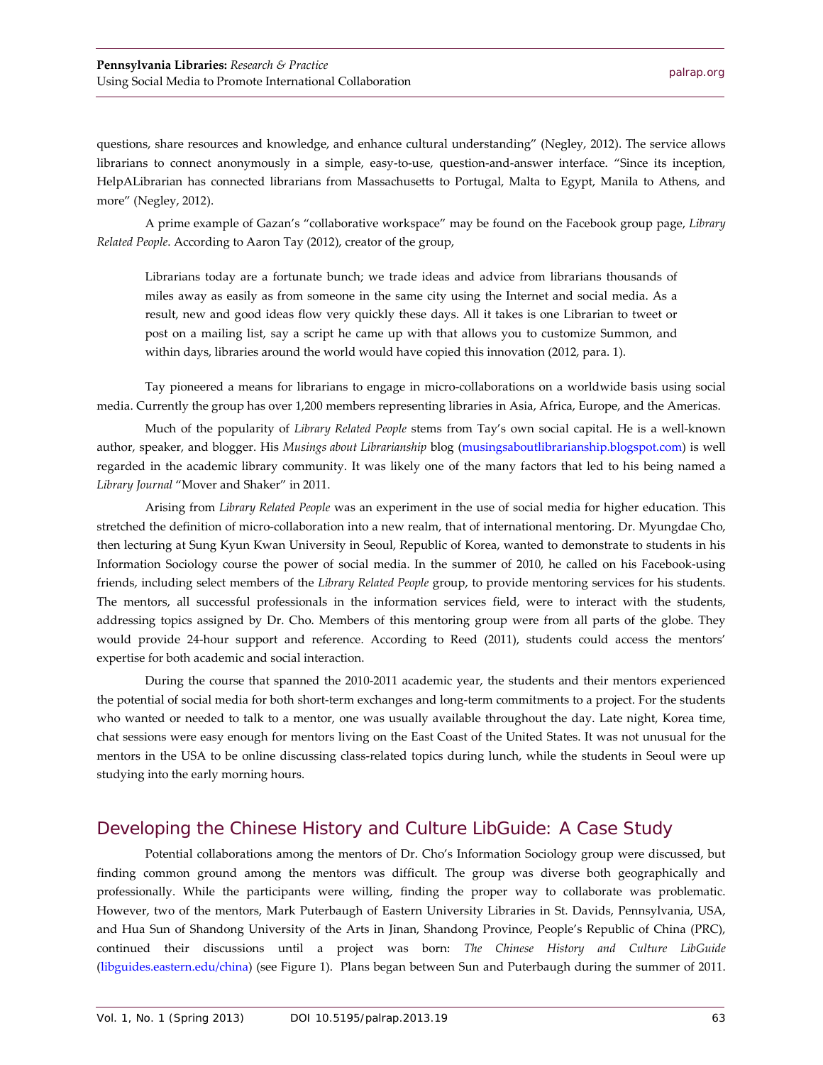questions, share resources and knowledge, and enhance cultural understanding" (Negley, 2012). The service allows librarians to connect anonymously in a simple, easy-to-use, question-and-answer interface. "Since its inception, HelpALibrarian has connected librarians from Massachusetts to Portugal, Malta to Egypt, Manila to Athens, and more" (Negley, 2012).

A prime example of Gazan's "collaborative workspace" may be found on the Facebook group page, *Library Related People*. According to Aaron Tay (2012), creator of the group,

> Librarians today are a fortunate bunch; we trade ideas and advice from librarians thousands of miles away as easily as from someone in the same city using the Internet and social media. As a result, new and good ideas flow very quickly these days. All it takes is one Librarian to tweet or post on a mailing list, say a script he came up with that allows you to customize Summon, and within days, libraries around the world would have copied this innovation (2012, para. 1).

Tay pioneered a means for librarians to engage in micro-collaborations on a worldwide basis using social media. Currently the group has over 1,200 members representing libraries in Asia, Africa, Europe, and the Americas.

Much of the popularity of *Library Related People* stems from Tay's own social capital. He is a well-known author, speaker, and blogger. His *Musings about Librarianship* blog (musingsaboutlibrarianship.blogspot.com) is well regarded in the academic library community. It was likely one of the many factors that led to his being named a *Library Journal* "Mover and Shaker" in 2011.

Arising from *Library Related People* was an experiment in the use of social media for higher education. This stretched the definition of micro-collaboration into a new realm, that of international mentoring. Dr. Myungdae Cho, then lecturing at Sung Kyun Kwan University in Seoul, Republic of Korea, wanted to demonstrate to students in his Information Sociology course the power of social media. In the summer of 2010, he called on his Facebook-using friends, including select members of the *Library Related People* group, to provide mentoring services for his students. The mentors, all successful professionals in the information services field, were to interact with the students, addressing topics assigned by Dr. Cho. Members of this mentoring group were from all parts of the globe. They would provide 24-hour support and reference. According to Reed (2011), students could access the mentors' expertise for both academic and social interaction.

During the course that spanned the 2010-2011 academic year, the students and their mentors experienced the potential of social media for both short-term exchanges and long-term commitments to a project. For the students who wanted or needed to talk to a mentor, one was usually available throughout the day. Late night, Korea time, chat sessions were easy enough for mentors living on the East Coast of the United States. It was not unusual for the mentors in the USA to be online discussing class-related topics during lunch, while the students in Seoul were up studying into the early morning hours.

## Developing the Chinese History and Culture LibGuide: A Case Study

Potential collaborations among the mentors of Dr. Cho's Information Sociology group were discussed, but finding common ground among the mentors was difficult. The group was diverse both geographically and professionally. While the participants were willing, finding the proper way to collaborate was problematic. However, two of the mentors, Mark Puterbaugh of Eastern University Libraries in St. Davids, Pennsylvania, USA, and Hua Sun of Shandong University of the Arts in Jinan, Shandong Province, People's Republic of China (PRC), continued their discussions until a project was born: *The Chinese History and Culture LibGuide* (libguides.eastern.edu/china) (see Figure 1). Plans began between Sun and Puterbaugh during the summer of 2011.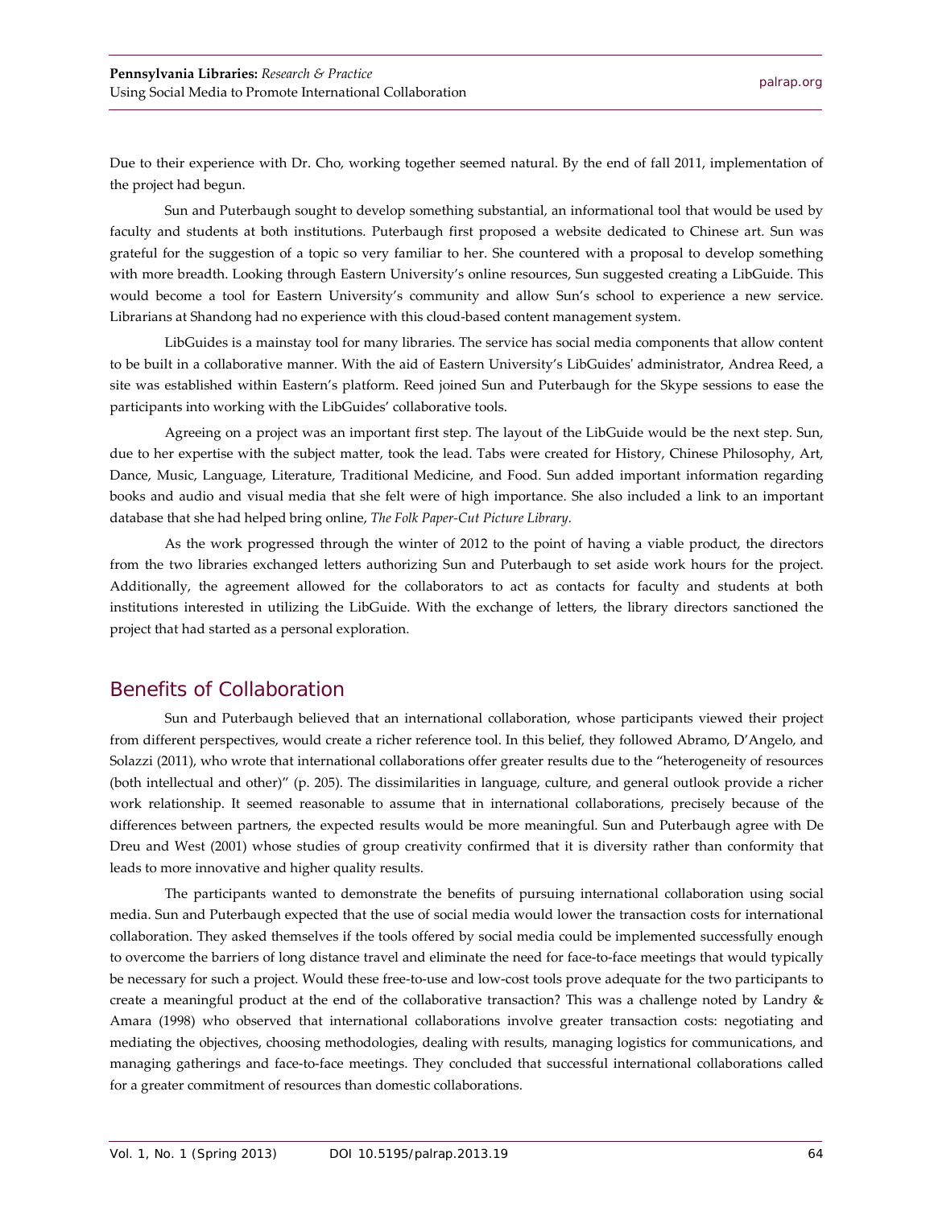Due to their experience with Dr. Cho, working together seemed natural. By the end of fall 2011, implementation of the project had begun.

Sun and Puterbaugh sought to develop something substantial, an informational tool that would be used by faculty and students at both institutions. Puterbaugh first proposed a website dedicated to Chinese art. Sun was grateful for the suggestion of a topic so very familiar to her. She countered with a proposal to develop something with more breadth. Looking through Eastern University's online resources, Sun suggested creating a LibGuide. This would become a tool for Eastern University's community and allow Sun's school to experience a new service. Librarians at Shandong had no experience with this cloud-based content management system.

LibGuides is a mainstay tool for many libraries. The service has social media components that allow content to be built in a collaborative manner. With the aid of Eastern University's LibGuides' administrator, Andrea Reed, a site was established within Eastern's platform. Reed joined Sun and Puterbaugh for the Skype sessions to ease the participants into working with the LibGuides' collaborative tools.

Agreeing on a project was an important first step. The layout of the LibGuide would be the next step. Sun, due to her expertise with the subject matter, took the lead. Tabs were created for History, Chinese Philosophy, Art, Dance, Music, Language, Literature, Traditional Medicine, and Food. Sun added important information regarding books and audio and visual media that she felt were of high importance. She also included a link to an important database that she had helped bring online, *The Folk Paper-Cut Picture Library.*

As the work progressed through the winter of 2012 to the point of having a viable product, the directors from the two libraries exchanged letters authorizing Sun and Puterbaugh to set aside work hours for the project. Additionally, the agreement allowed for the collaborators to act as contacts for faculty and students at both institutions interested in utilizing the LibGuide. With the exchange of letters, the library directors sanctioned the project that had started as a personal exploration.

## Benefits of Collaboration

Sun and Puterbaugh believed that an international collaboration, whose participants viewed their project from different perspectives, would create a richer reference tool. In this belief, they followed Abramo, D'Angelo, and Solazzi (2011), who wrote that international collaborations offer greater results due to the "heterogeneity of resources (both intellectual and other)" (p. 205). The dissimilarities in language, culture, and general outlook provide a richer work relationship. It seemed reasonable to assume that in international collaborations, precisely because of the differences between partners, the expected results would be more meaningful. Sun and Puterbaugh agree with De Dreu and West (2001) whose studies of group creativity confirmed that it is diversity rather than conformity that leads to more innovative and higher quality results.

The participants wanted to demonstrate the benefits of pursuing international collaboration using social media. Sun and Puterbaugh expected that the use of social media would lower the transaction costs for international collaboration. They asked themselves if the tools offered by social media could be implemented successfully enough to overcome the barriers of long distance travel and eliminate the need for face-to-face meetings that would typically be necessary for such a project. Would these free-to-use and low-cost tools prove adequate for the two participants to create a meaningful product at the end of the collaborative transaction? This was a challenge noted by Landry & Amara (1998) who observed that international collaborations involve greater transaction costs: negotiating and mediating the objectives, choosing methodologies, dealing with results, managing logistics for communications, and managing gatherings and face-to-face meetings. They concluded that successful international collaborations called for a greater commitment of resources than domestic collaborations.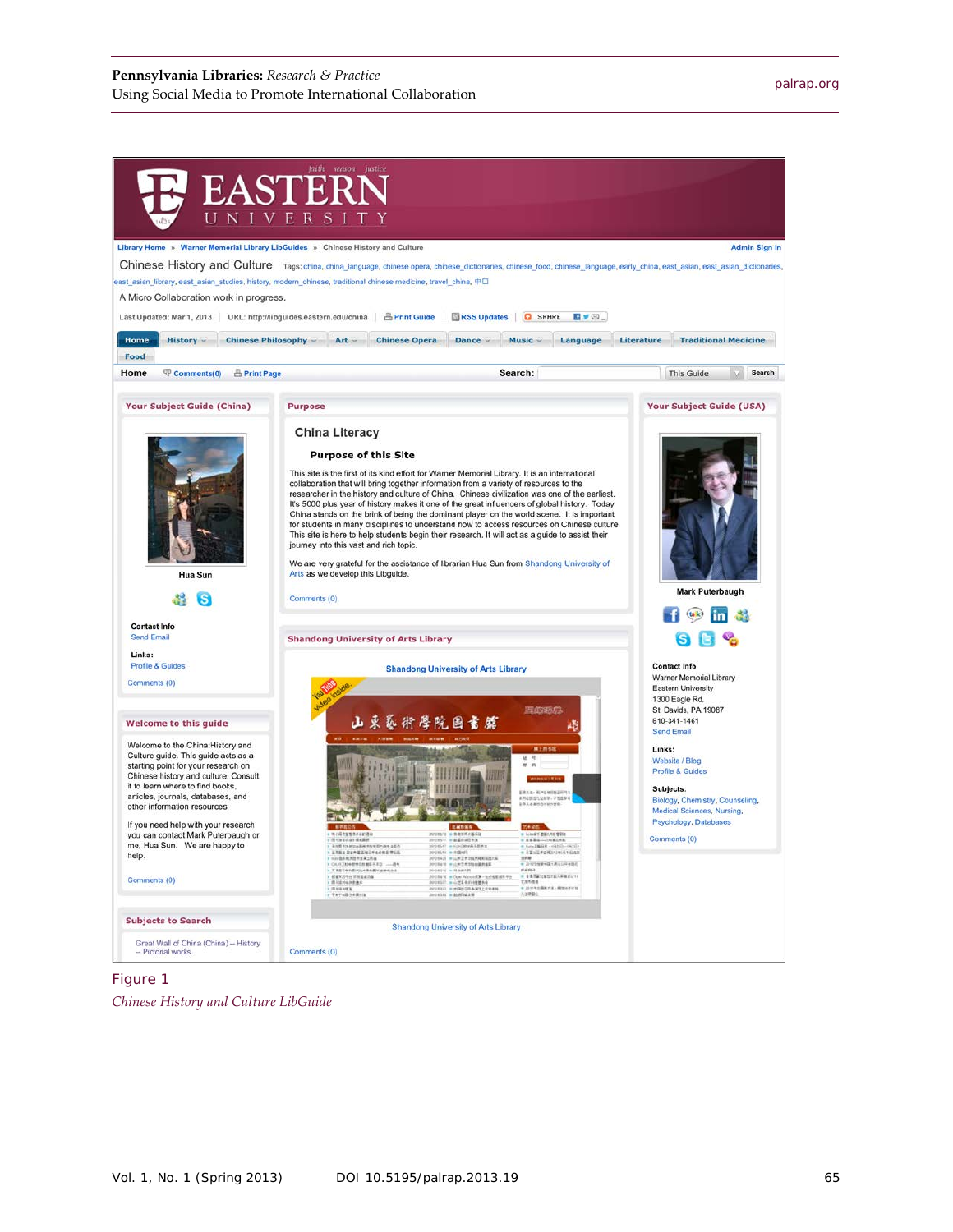Figure 1

*Chinese History and Culture LibGuide*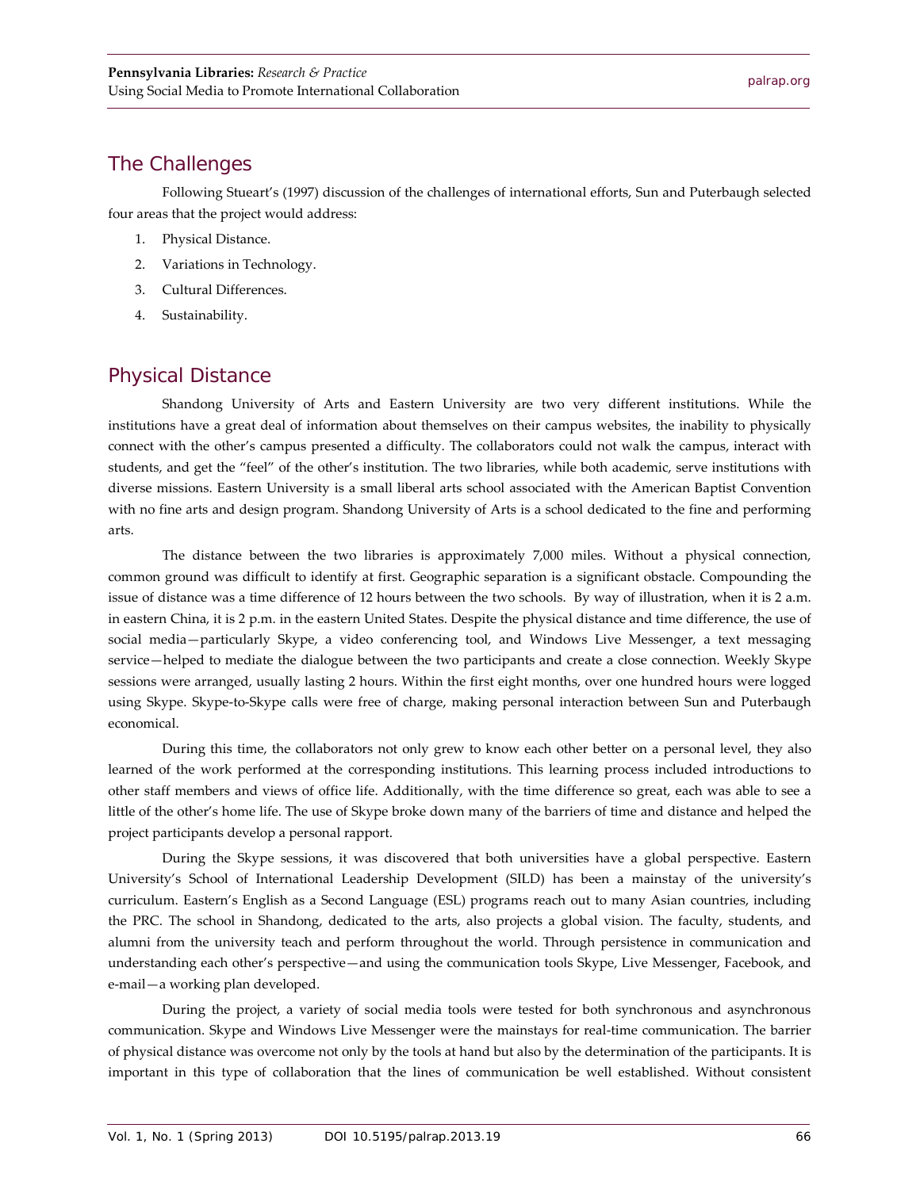## The Challenges

Following Stueart's (1997) discussion of the challenges of international efforts, Sun and Puterbaugh selected four areas that the project would address:

1. Physical Distance.
2. Variations in Technology.
3. Cultural Differences.
4. Sustainability.

## Physical Distance

Shandong University of Arts and Eastern University are two very different institutions. While the institutions have a great deal of information about themselves on their campus websites, the inability to physically connect with the other's campus presented a difficulty. The collaborators could not walk the campus, interact with students, and get the "feel" of the other's institution. The two libraries, while both academic, serve institutions with diverse missions. Eastern University is a small liberal arts school associated with the American Baptist Convention with no fine arts and design program. Shandong University of Arts is a school dedicated to the fine and performing arts.

The distance between the two libraries is approximately 7,000 miles. Without a physical connection, common ground was difficult to identify at first. Geographic separation is a significant obstacle. Compounding the issue of distance was a time difference of 12 hours between the two schools. By way of illustration, when it is 2 a.m. in eastern China, it is 2 p.m. in the eastern United States. Despite the physical distance and time difference, the use of social media—particularly Skype, a video conferencing tool, and Windows Live Messenger, a text messaging service—helped to mediate the dialogue between the two participants and create a close connection. Weekly Skype sessions were arranged, usually lasting 2 hours. Within the first eight months, over one hundred hours were logged using Skype. Skype-to-Skype calls were free of charge, making personal interaction between Sun and Puterbaugh economical.

During this time, the collaborators not only grew to know each other better on a personal level, they also learned of the work performed at the corresponding institutions. This learning process included introductions to other staff members and views of office life. Additionally, with the time difference so great, each was able to see a little of the other's home life. The use of Skype broke down many of the barriers of time and distance and helped the project participants develop a personal rapport.

During the Skype sessions, it was discovered that both universities have a global perspective. Eastern University's School of International Leadership Development (SILD) has been a mainstay of the university's curriculum. Eastern's English as a Second Language (ESL) programs reach out to many Asian countries, including the PRC. The school in Shandong, dedicated to the arts, also projects a global vision. The faculty, students, and alumni from the university teach and perform throughout the world. Through persistence in communication and understanding each other's perspective—and using the communication tools Skype, Live Messenger, Facebook, and e-mail—a working plan developed.

During the project, a variety of social media tools were tested for both synchronous and asynchronous communication. Skype and Windows Live Messenger were the mainstays for real-time communication. The barrier of physical distance was overcome not only by the tools at hand but also by the determination of the participants. It is important in this type of collaboration that the lines of communication be well established. Without consistent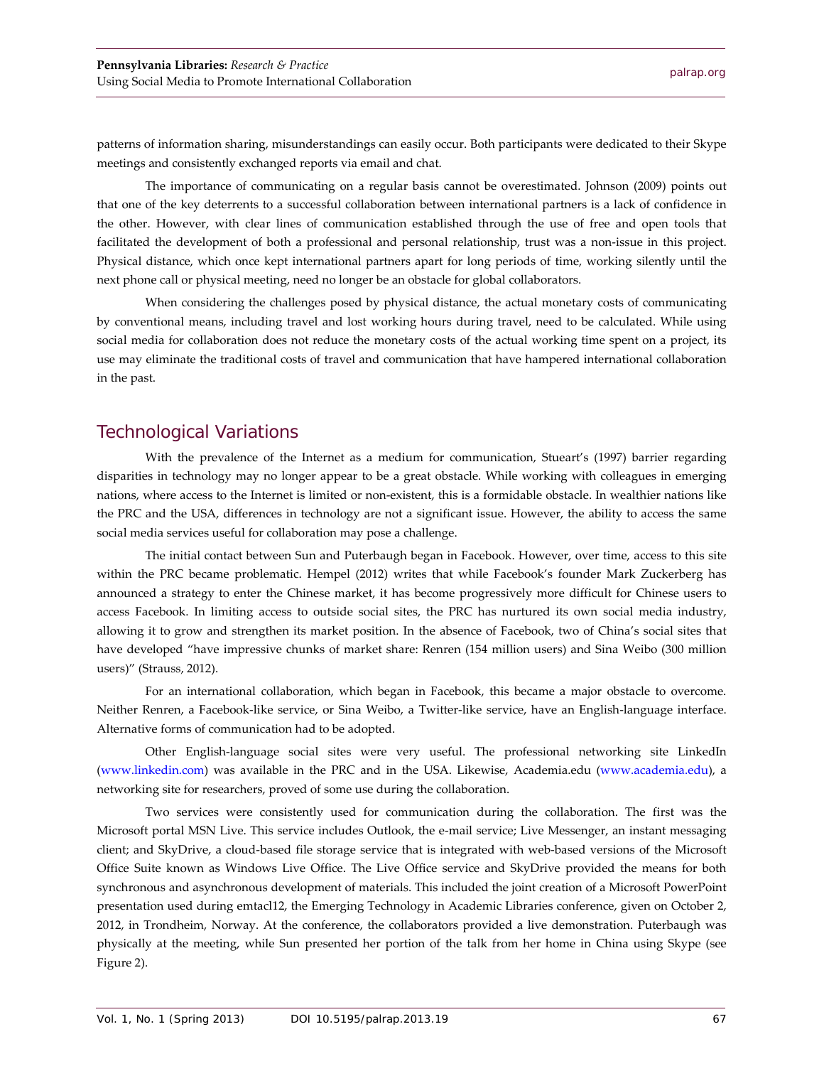patterns of information sharing, misunderstandings can easily occur. Both participants were dedicated to their Skype meetings and consistently exchanged reports via email and chat.

The importance of communicating on a regular basis cannot be overestimated. Johnson (2009) points out that one of the key deterrents to a successful collaboration between international partners is a lack of confidence in the other. However, with clear lines of communication established through the use of free and open tools that facilitated the development of both a professional and personal relationship, trust was a non-issue in this project. Physical distance, which once kept international partners apart for long periods of time, working silently until the next phone call or physical meeting, need no longer be an obstacle for global collaborators.

When considering the challenges posed by physical distance, the actual monetary costs of communicating by conventional means, including travel and lost working hours during travel, need to be calculated. While using social media for collaboration does not reduce the monetary costs of the actual working time spent on a project, its use may eliminate the traditional costs of travel and communication that have hampered international collaboration in the past.

## Technological Variations

With the prevalence of the Internet as a medium for communication, Stueart's (1997) barrier regarding disparities in technology may no longer appear to be a great obstacle. While working with colleagues in emerging nations, where access to the Internet is limited or non-existent, this is a formidable obstacle. In wealthier nations like the PRC and the USA, differences in technology are not a significant issue. However, the ability to access the same social media services useful for collaboration may pose a challenge.

The initial contact between Sun and Puterbaugh began in Facebook. However, over time, access to this site within the PRC became problematic. Hempel (2012) writes that while Facebook's founder Mark Zuckerberg has announced a strategy to enter the Chinese market, it has become progressively more difficult for Chinese users to access Facebook. In limiting access to outside social sites, the PRC has nurtured its own social media industry, allowing it to grow and strengthen its market position. In the absence of Facebook, two of China's social sites that have developed "have impressive chunks of market share: Renren (154 million users) and Sina Weibo (300 million users)" (Strauss, 2012).

For an international collaboration, which began in Facebook, this became a major obstacle to overcome. Neither Renren, a Facebook-like service, or Sina Weibo, a Twitter-like service, have an English-language interface. Alternative forms of communication had to be adopted.

Other English-language social sites were very useful. The professional networking site LinkedIn (www.linkedin.com) was available in the PRC and in the USA. Likewise, Academia.edu (www.academia.edu), a networking site for researchers, proved of some use during the collaboration.

Two services were consistently used for communication during the collaboration. The first was the Microsoft portal MSN Live. This service includes Outlook, the e-mail service; Live Messenger, an instant messaging client; and SkyDrive, a cloud-based file storage service that is integrated with web-based versions of the Microsoft Office Suite known as Windows Live Office. The Live Office service and SkyDrive provided the means for both synchronous and asynchronous development of materials. This included the joint creation of a Microsoft PowerPoint presentation used during emtacl12, the Emerging Technology in Academic Libraries conference, given on October 2, 2012, in Trondheim, Norway. At the conference, the collaborators provided a live demonstration. Puterbaugh was physically at the meeting, while Sun presented her portion of the talk from her home in China using Skype (see Figure 2).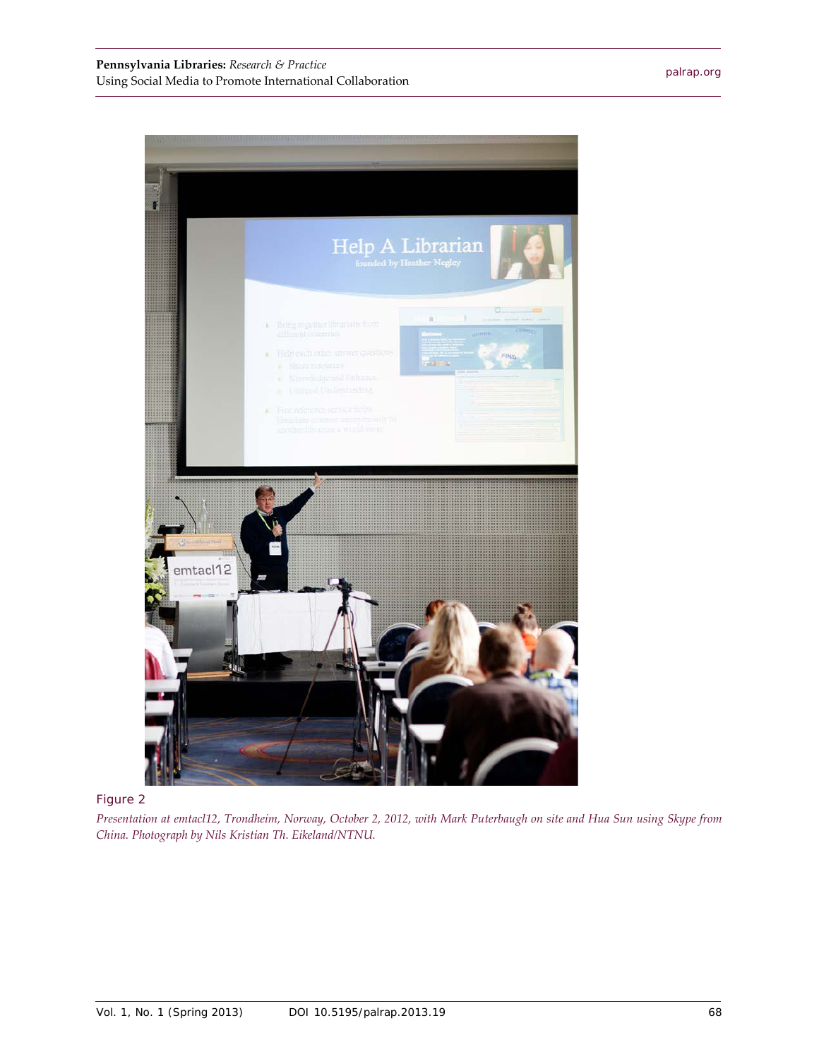Figure 2

*Presentation at emtacl12, Trondheim, Norway, October 2, 2012, with Mark Puterbaugh on site and Hua Sun using Skype from China. Photograph by Nils Kristian Th. Eikeland/NTNU.*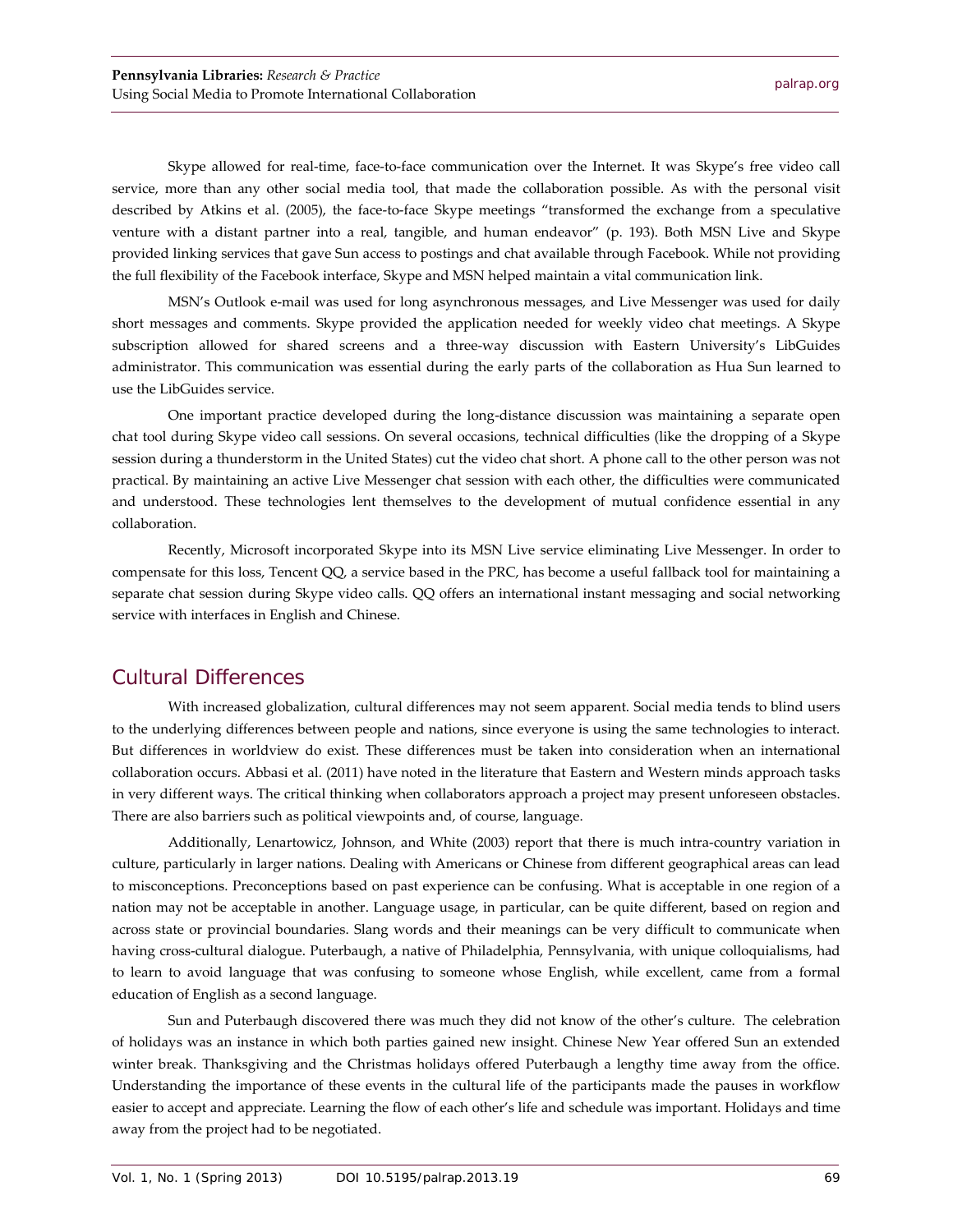Skype allowed for real-time, face-to-face communication over the Internet. It was Skype's free video call service, more than any other social media tool, that made the collaboration possible. As with the personal visit described by Atkins et al. (2005), the face-to-face Skype meetings "transformed the exchange from a speculative venture with a distant partner into a real, tangible, and human endeavor" (p. 193). Both MSN Live and Skype provided linking services that gave Sun access to postings and chat available through Facebook. While not providing the full flexibility of the Facebook interface, Skype and MSN helped maintain a vital communication link.

MSN's Outlook e-mail was used for long asynchronous messages, and Live Messenger was used for daily short messages and comments. Skype provided the application needed for weekly video chat meetings. A Skype subscription allowed for shared screens and a three-way discussion with Eastern University's LibGuides administrator. This communication was essential during the early parts of the collaboration as Hua Sun learned to use the LibGuides service.

One important practice developed during the long-distance discussion was maintaining a separate open chat tool during Skype video call sessions. On several occasions, technical difficulties (like the dropping of a Skype session during a thunderstorm in the United States) cut the video chat short. A phone call to the other person was not practical. By maintaining an active Live Messenger chat session with each other, the difficulties were communicated and understood. These technologies lent themselves to the development of mutual confidence essential in any collaboration.

Recently, Microsoft incorporated Skype into its MSN Live service eliminating Live Messenger. In order to compensate for this loss, Tencent QQ, a service based in the PRC, has become a useful fallback tool for maintaining a separate chat session during Skype video calls. QQ offers an international instant messaging and social networking service with interfaces in English and Chinese.

## Cultural Differences

With increased globalization, cultural differences may not seem apparent. Social media tends to blind users to the underlying differences between people and nations, since everyone is using the same technologies to interact. But differences in worldview do exist. These differences must be taken into consideration when an international collaboration occurs. Abbasi et al. (2011) have noted in the literature that Eastern and Western minds approach tasks in very different ways. The critical thinking when collaborators approach a project may present unforeseen obstacles. There are also barriers such as political viewpoints and, of course, language.

Additionally, Lenartowicz, Johnson, and White (2003) report that there is much intra-country variation in culture, particularly in larger nations. Dealing with Americans or Chinese from different geographical areas can lead to misconceptions. Preconceptions based on past experience can be confusing. What is acceptable in one region of a nation may not be acceptable in another. Language usage, in particular, can be quite different, based on region and across state or provincial boundaries. Slang words and their meanings can be very difficult to communicate when having cross-cultural dialogue. Puterbaugh, a native of Philadelphia, Pennsylvania, with unique colloquialisms, had to learn to avoid language that was confusing to someone whose English, while excellent, came from a formal education of English as a second language.

Sun and Puterbaugh discovered there was much they did not know of the other's culture. The celebration of holidays was an instance in which both parties gained new insight. Chinese New Year offered Sun an extended winter break. Thanksgiving and the Christmas holidays offered Puterbaugh a lengthy time away from the office. Understanding the importance of these events in the cultural life of the participants made the pauses in workflow easier to accept and appreciate. Learning the flow of each other's life and schedule was important. Holidays and time away from the project had to be negotiated.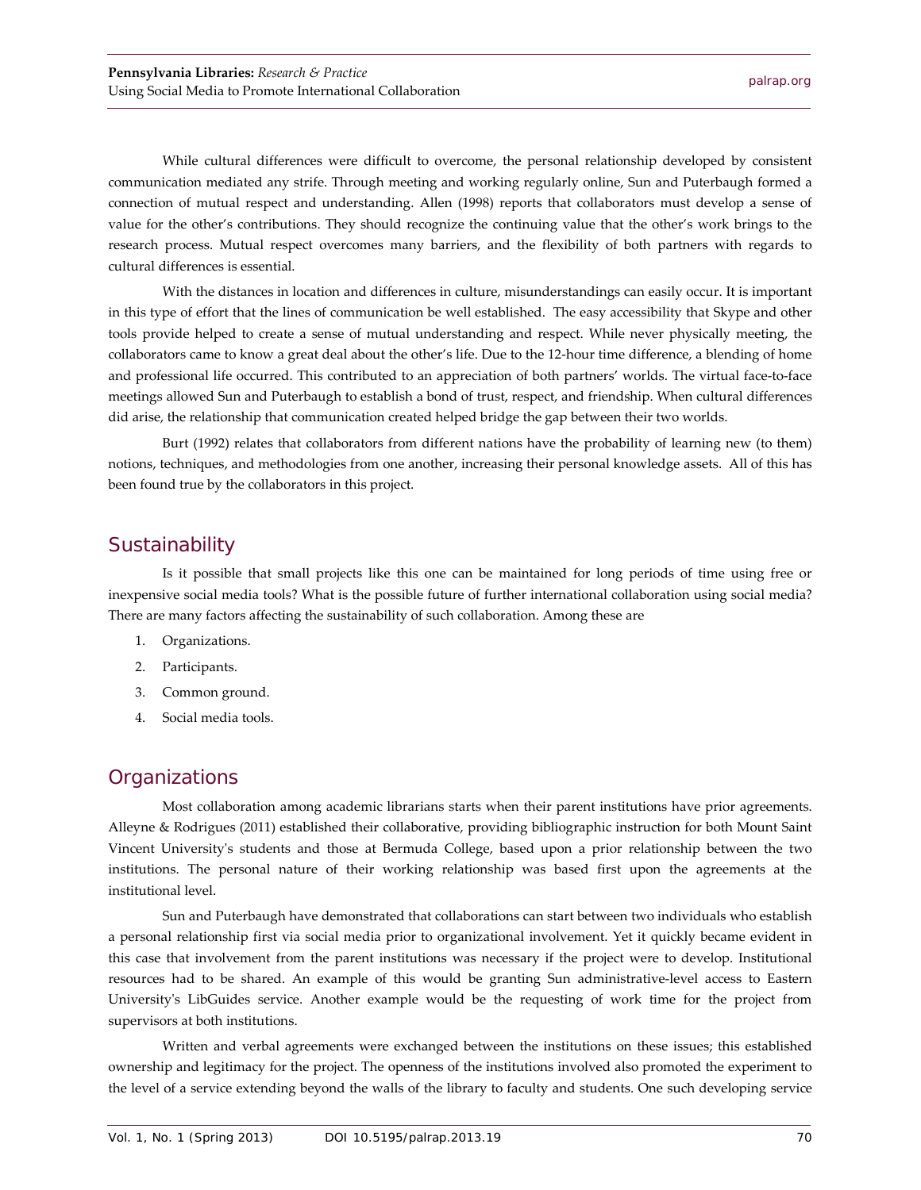While cultural differences were difficult to overcome, the personal relationship developed by consistent communication mediated any strife. Through meeting and working regularly online, Sun and Puterbaugh formed a connection of mutual respect and understanding. Allen (1998) reports that collaborators must develop a sense of value for the other's contributions. They should recognize the continuing value that the other's work brings to the research process. Mutual respect overcomes many barriers, and the flexibility of both partners with regards to cultural differences is essential.

With the distances in location and differences in culture, misunderstandings can easily occur. It is important in this type of effort that the lines of communication be well established. The easy accessibility that Skype and other tools provide helped to create a sense of mutual understanding and respect. While never physically meeting, the collaborators came to know a great deal about the other's life. Due to the 12-hour time difference, a blending of home and professional life occurred. This contributed to an appreciation of both partners' worlds. The virtual face-to-face meetings allowed Sun and Puterbaugh to establish a bond of trust, respect, and friendship. When cultural differences did arise, the relationship that communication created helped bridge the gap between their two worlds.

Burt (1992) relates that collaborators from different nations have the probability of learning new (to them) notions, techniques, and methodologies from one another, increasing their personal knowledge assets. All of this has been found true by the collaborators in this project.

## Sustainability

Is it possible that small projects like this one can be maintained for long periods of time using free or inexpensive social media tools? What is the possible future of further international collaboration using social media? There are many factors affecting the sustainability of such collaboration. Among these are

1. Organizations.
2. Participants.
3. Common ground.
4. Social media tools.

## Organizations

Most collaboration among academic librarians starts when their parent institutions have prior agreements. Alleyne & Rodrigues (2011) established their collaborative, providing bibliographic instruction for both Mount Saint Vincent University's students and those at Bermuda College, based upon a prior relationship between the two institutions. The personal nature of their working relationship was based first upon the agreements at the institutional level.

Sun and Puterbaugh have demonstrated that collaborations can start between two individuals who establish a personal relationship first via social media prior to organizational involvement. Yet it quickly became evident in this case that involvement from the parent institutions was necessary if the project were to develop. Institutional resources had to be shared. An example of this would be granting Sun administrative-level access to Eastern University's LibGuides service. Another example would be the requesting of work time for the project from supervisors at both institutions.

Written and verbal agreements were exchanged between the institutions on these issues; this established ownership and legitimacy for the project. The openness of the institutions involved also promoted the experiment to the level of a service extending beyond the walls of the library to faculty and students. One such developing service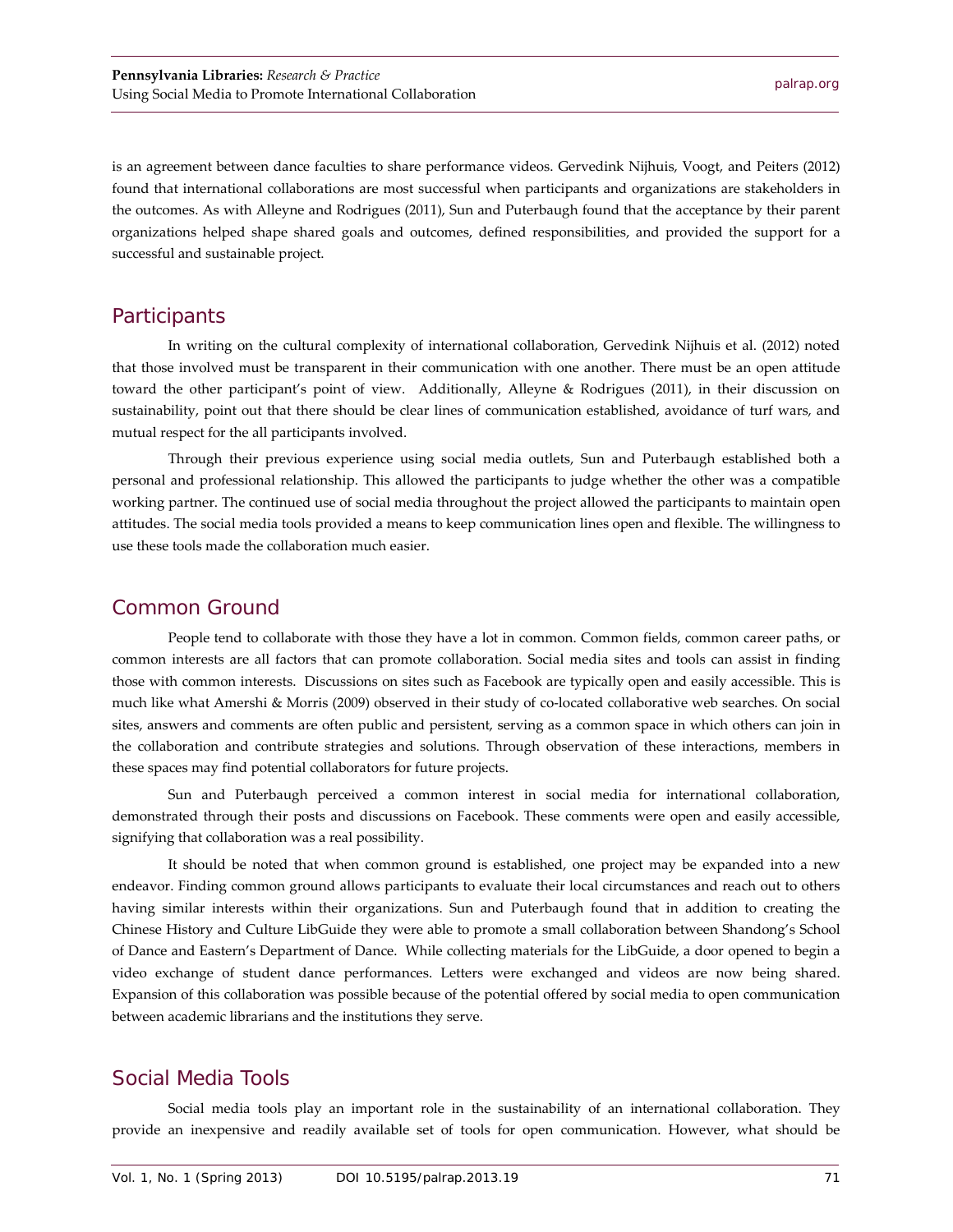is an agreement between dance faculties to share performance videos. Gervedink Nijhuis, Voogt, and Peiters (2012) found that international collaborations are most successful when participants and organizations are stakeholders in the outcomes. As with Alleyne and Rodrigues (2011), Sun and Puterbaugh found that the acceptance by their parent organizations helped shape shared goals and outcomes, defined responsibilities, and provided the support for a successful and sustainable project.

## Participants

In writing on the cultural complexity of international collaboration, Gervedink Nijhuis et al. (2012) noted that those involved must be transparent in their communication with one another. There must be an open attitude toward the other participant's point of view. Additionally, Alleyne & Rodrigues (2011), in their discussion on sustainability, point out that there should be clear lines of communication established, avoidance of turf wars, and mutual respect for the all participants involved.

Through their previous experience using social media outlets, Sun and Puterbaugh established both a personal and professional relationship. This allowed the participants to judge whether the other was a compatible working partner. The continued use of social media throughout the project allowed the participants to maintain open attitudes. The social media tools provided a means to keep communication lines open and flexible. The willingness to use these tools made the collaboration much easier.

## Common Ground

People tend to collaborate with those they have a lot in common. Common fields, common career paths, or common interests are all factors that can promote collaboration. Social media sites and tools can assist in finding those with common interests. Discussions on sites such as Facebook are typically open and easily accessible. This is much like what Amershi & Morris (2009) observed in their study of co-located collaborative web searches. On social sites, answers and comments are often public and persistent, serving as a common space in which others can join in the collaboration and contribute strategies and solutions. Through observation of these interactions, members in these spaces may find potential collaborators for future projects.

Sun and Puterbaugh perceived a common interest in social media for international collaboration, demonstrated through their posts and discussions on Facebook. These comments were open and easily accessible, signifying that collaboration was a real possibility.

It should be noted that when common ground is established, one project may be expanded into a new endeavor. Finding common ground allows participants to evaluate their local circumstances and reach out to others having similar interests within their organizations. Sun and Puterbaugh found that in addition to creating the Chinese History and Culture LibGuide they were able to promote a small collaboration between Shandong's School of Dance and Eastern's Department of Dance. While collecting materials for the LibGuide, a door opened to begin a video exchange of student dance performances. Letters were exchanged and videos are now being shared. Expansion of this collaboration was possible because of the potential offered by social media to open communication between academic librarians and the institutions they serve.

## Social Media Tools

Social media tools play an important role in the sustainability of an international collaboration. They provide an inexpensive and readily available set of tools for open communication. However, what should be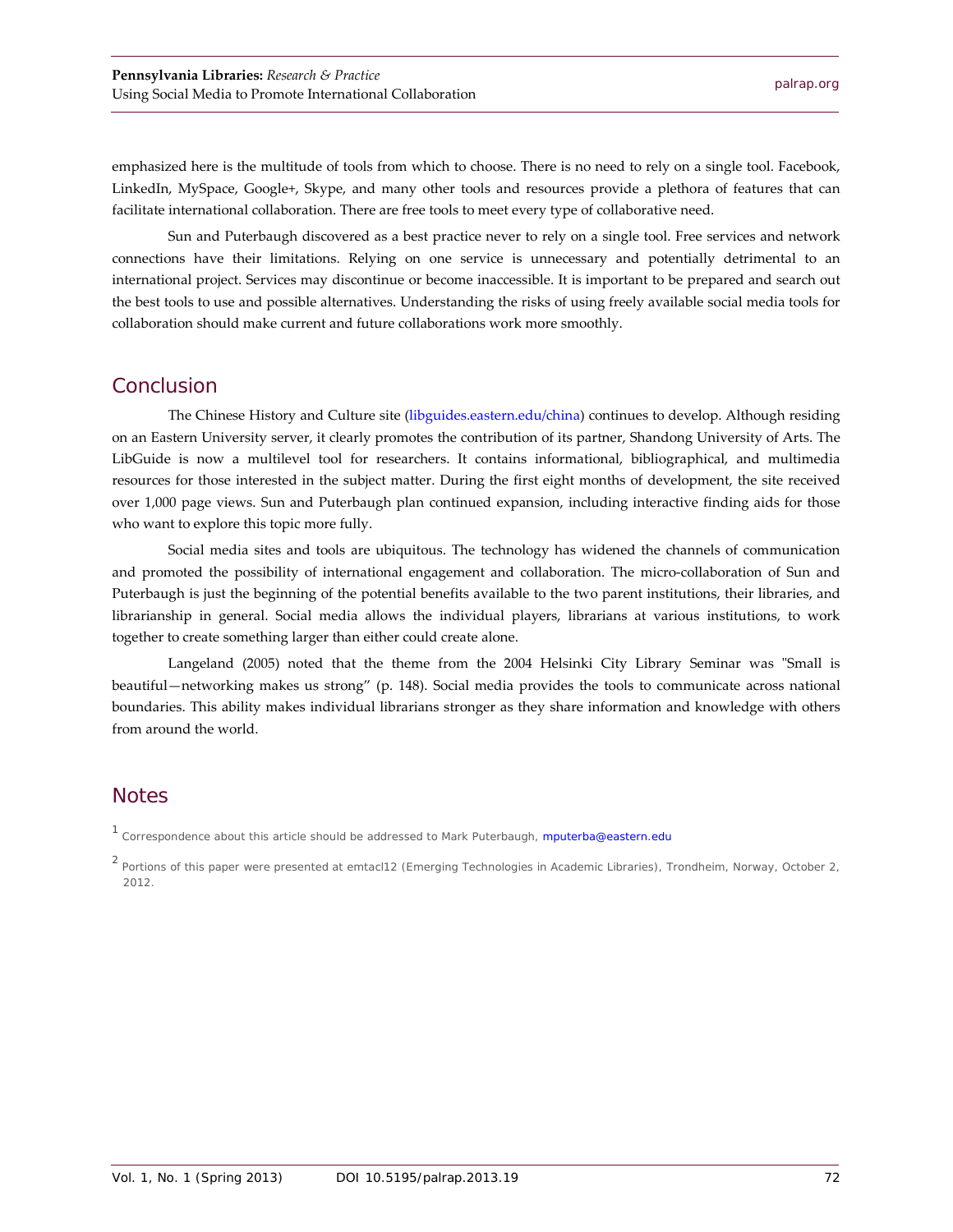emphasized here is the multitude of tools from which to choose. There is no need to rely on a single tool. Facebook, LinkedIn, MySpace, Google+, Skype, and many other tools and resources provide a plethora of features that can facilitate international collaboration. There are free tools to meet every type of collaborative need.

Sun and Puterbaugh discovered as a best practice never to rely on a single tool. Free services and network connections have their limitations. Relying on one service is unnecessary and potentially detrimental to an international project. Services may discontinue or become inaccessible. It is important to be prepared and search out the best tools to use and possible alternatives. Understanding the risks of using freely available social media tools for collaboration should make current and future collaborations work more smoothly.

## Conclusion

The Chinese History and Culture site (libguides.eastern.edu/china) continues to develop. Although residing on an Eastern University server, it clearly promotes the contribution of its partner, Shandong University of Arts. The LibGuide is now a multilevel tool for researchers. It contains informational, bibliographical, and multimedia resources for those interested in the subject matter. During the first eight months of development, the site received over 1,000 page views. Sun and Puterbaugh plan continued expansion, including interactive finding aids for those who want to explore this topic more fully.

Social media sites and tools are ubiquitous. The technology has widened the channels of communication and promoted the possibility of international engagement and collaboration. The micro-collaboration of Sun and Puterbaugh is just the beginning of the potential benefits available to the two parent institutions, their libraries, and librarianship in general. Social media allows the individual players, librarians at various institutions, to work together to create something larger than either could create alone.

Langeland (2005) noted that the theme from the 2004 Helsinki City Library Seminar was "Small is beautiful—networking makes us strong" (p. 148). Social media provides the tools to communicate across national boundaries. This ability makes individual librarians stronger as they share information and knowledge with others from around the world.

## Notes

[1] Correspondence about this article should be addressed to Mark Puterbaugh, mputerba@eastern.edu

[2] Portions of this paper were presented at emtacl12 (Emerging Technologies in Academic Libraries), Trondheim, Norway, October 2, 2012.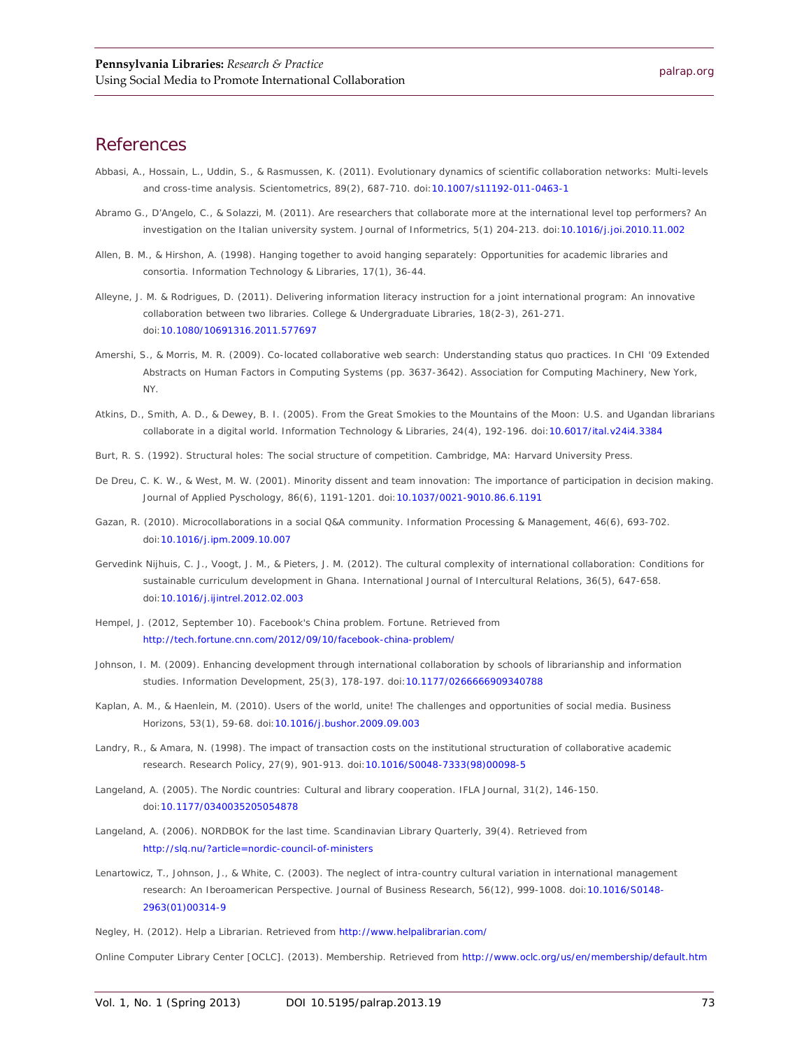## References

Abbasi, A., Hossain, L., Uddin, S., & Rasmussen, K. (2011). Evolutionary dynamics of scientific collaboration networks: Multi-levels and cross-time analysis. Scientometrics, 89(2), 687-710. doi:10.1007/s11192-011-0463-1

Abramo G., D'Angelo, C., & Solazzi, M. (2011). Are researchers that collaborate more at the international level top performers? An investigation on the Italian university system. Journal of Informetrics, 5(1) 204-213. doi:10.1016/j.joi.2010.11.002

Allen, B. M., & Hirshon, A. (1998). Hanging together to avoid hanging separately: Opportunities for academic libraries and consortia. Information Technology & Libraries, 17(1), 36-44.

Alleyne, J. M. & Rodrigues, D. (2011). Delivering information literacy instruction for a joint international program: An innovative collaboration between two libraries. College & Undergraduate Libraries, 18(2-3), 261-271. doi:10.1080/10691316.2011.577697

Amershi, S., & Morris, M. R. (2009). Co-located collaborative web search: Understanding status quo practices. In CHI '09 Extended Abstracts on Human Factors in Computing Systems (pp. 3637-3642). Association for Computing Machinery, New York, NY.

Atkins, D., Smith, A. D., & Dewey, B. I. (2005). From the Great Smokies to the Mountains of the Moon: U.S. and Ugandan librarians collaborate in a digital world. Information Technology & Libraries, 24(4), 192-196. doi:10.6017/ital.v24i4.3384

Burt, R. S. (1992). Structural holes: The social structure of competition. Cambridge, MA: Harvard University Press.

De Dreu, C. K. W., & West, M. W. (2001). Minority dissent and team innovation: The importance of participation in decision making. Journal of Applied Pyschology, 86(6), 1191-1201. doi:10.1037/0021-9010.86.6.1191

Gazan, R. (2010). Microcollaborations in a social Q&A community. Information Processing & Management, 46(6), 693-702. doi:10.1016/j.ipm.2009.10.007

Gervedink Nijhuis, C. J., Voogt, J. M., & Pieters, J. M. (2012). The cultural complexity of international collaboration: Conditions for sustainable curriculum development in Ghana. International Journal of Intercultural Relations, 36(5), 647-658. doi:10.1016/j.ijintrel.2012.02.003

Hempel, J. (2012, September 10). Facebook's China problem. Fortune. Retrieved from http://tech.fortune.cnn.com/2012/09/10/facebook-china-problem/

Johnson, I. M. (2009). Enhancing development through international collaboration by schools of librarianship and information studies. Information Development, 25(3), 178-197. doi:10.1177/0266666909340788

Kaplan, A. M., & Haenlein, M. (2010). Users of the world, unite! The challenges and opportunities of social media. Business Horizons, 53(1), 59-68. doi:10.1016/j.bushor.2009.09.003

Landry, R., & Amara, N. (1998). The impact of transaction costs on the institutional structuration of collaborative academic research. Research Policy, 27(9), 901-913. doi:10.1016/S0048-7333(98)00098-5

Langeland, A. (2005). The Nordic countries: Cultural and library cooperation. IFLA Journal, 31(2), 146-150. doi:10.1177/0340035205054878

Langeland, A. (2006). NORDBOK for the last time. Scandinavian Library Quarterly, 39(4). Retrieved from http://slq.nu/?article=nordic-council-of-ministers

Lenartowicz, T., Johnson, J., & White, C. (2003). The neglect of intra-country cultural variation in international management research: An Iberoamerican Perspective. Journal of Business Research, 56(12), 999-1008. doi:10.1016/S0148-2963(01)00314-9

Negley, H. (2012). Help a Librarian. Retrieved from http://www.helpalibrarian.com/

Online Computer Library Center [OCLC]. (2013). Membership. Retrieved from http://www.oclc.org/us/en/membership/default.htm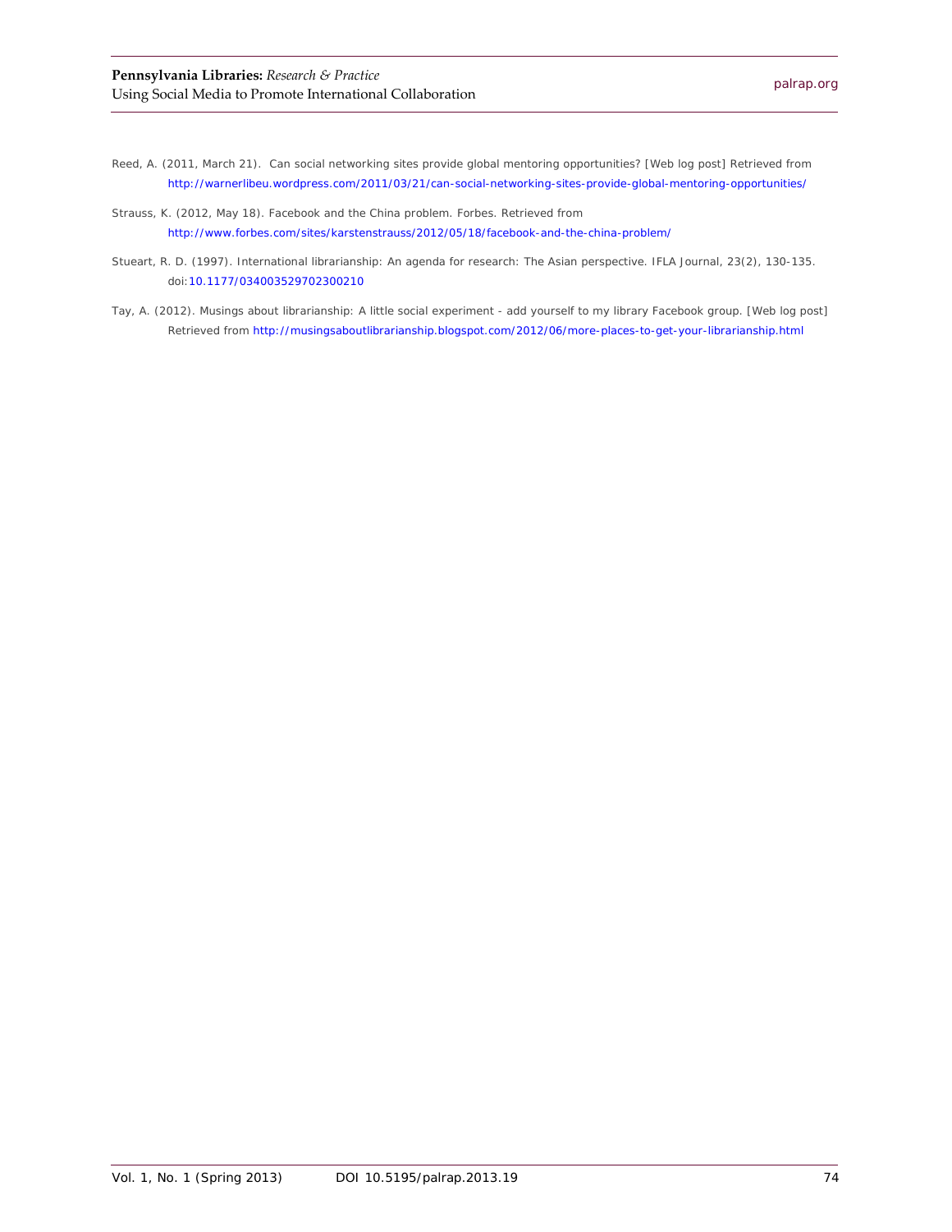Reed, A. (2011, March 21). Can social networking sites provide global mentoring opportunities? [Web log post] Retrieved from http://warnerlibeu.wordpress.com/2011/03/21/can-social-networking-sites-provide-global-mentoring-opportunities/

Strauss, K. (2012, May 18). Facebook and the China problem. Forbes. Retrieved from http://www.forbes.com/sites/karstenstrauss/2012/05/18/facebook-and-the-china-problem/

Stueart, R. D. (1997). International librarianship: An agenda for research: The Asian perspective. IFLA Journal, 23(2), 130-135. doi:10.1177/034003529702300210

Tay, A. (2012). Musings about librarianship: A little social experiment - add yourself to my library Facebook group. [Web log post] Retrieved from http://musingsaboutlibrarianship.blogspot.com/2012/06/more-places-to-get-your-librarianship.html